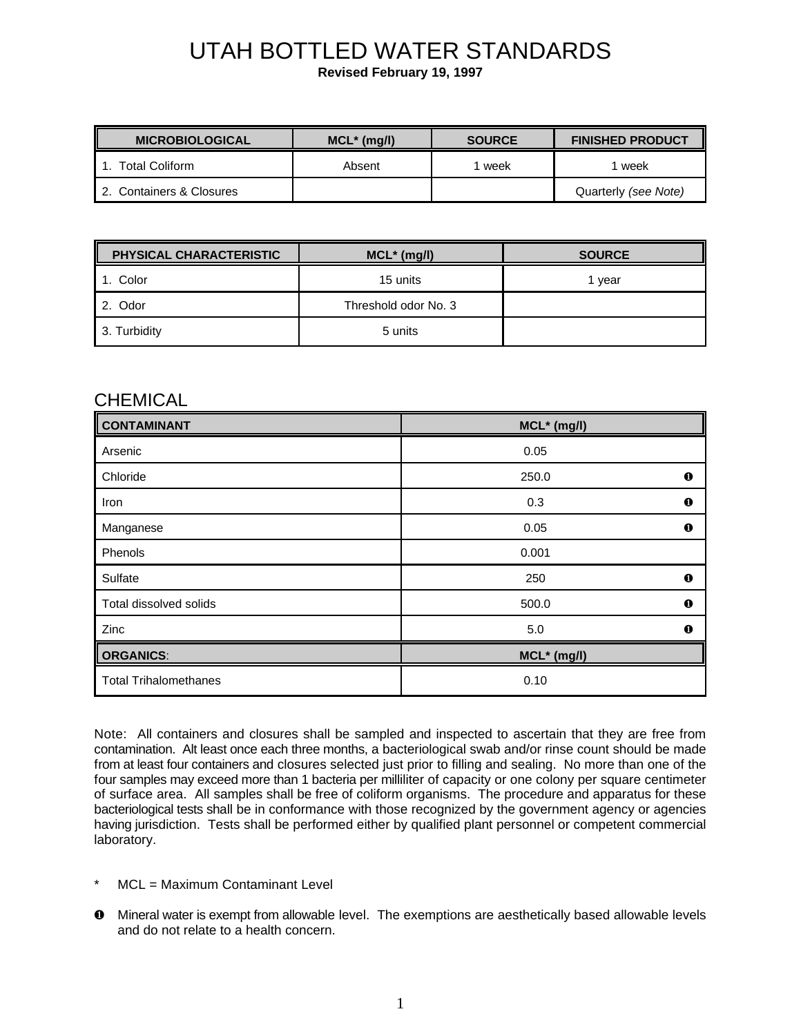# UTAH BOTTLED WATER STANDARDS

**Revised February 19, 1997**

| MICROBIOLOGICAL | MCL* (mg/l) | SOURCE | FINISHED PRODUCT |
|---|---|---|---|
| 1. Total Coliform | Absent | 1 week | 1 week |
| 2. Containers & Closures | | | Quarterly *(see Note)* |

| PHYSICAL CHARACTERISTIC | MCL* (mg/l) | SOURCE |
|---|---|---|
| 1. Color | 15 units | 1 year |
| 2. Odor | Threshold odor No. 3 | |
| 3. Turbidity | 5 units | |

## CHEMICAL

| CONTAINANT | MCL* (mg/l) | |
|---|---|---|
| Arsenic | 0.05 | |
| Chloride | 250.0 | ❶ |
| Iron | 0.3 | ❶ |
| Manganese | 0.05 | ❶ |
| Phenols | 0.001 | |
| Sulfate | 250 | ❶ |
| Total dissolved solids | 500.0 | ❶ |
| Zinc | 5.0 | ❶ |
| **ORGANICS**: | **MCL* (mg/l)** | |
| Total Trihalomethanes | 0.10 | |

Note: All containers and closures shall be sampled and inspected to ascertain that they are free from contamination. Alt least once each three months, a bacteriological swab and/or rinse count should be made from at least four containers and closures selected just prior to filling and sealing. No more than one of the four samples may exceed more than 1 bacteria per milliliter of capacity or one colony per square centimeter of surface area. All samples shall be free of coliform organisms. The procedure and apparatus for these bacteriological tests shall be in conformance with those recognized by the government agency or agencies having jurisdiction. Tests shall be performed either by qualified plant personnel or competent commercial laboratory.

* MCL = Maximum Contaminant Level

❶ Mineral water is exempt from allowable level. The exemptions are aesthetically based allowable levels and do not relate to a health concern.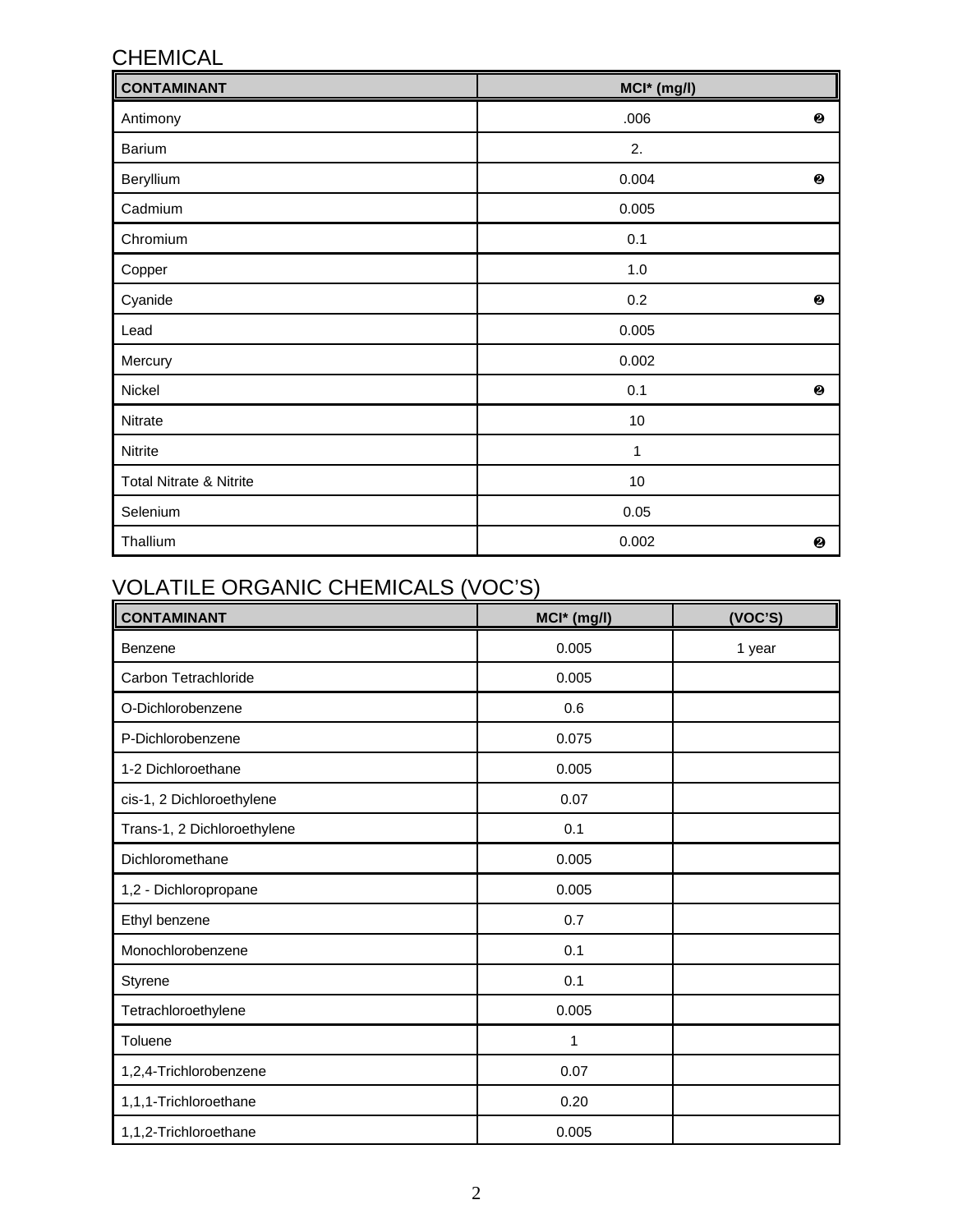## CHEMICAL

| CONTAMINANT | MCl* (mg/l) |
|---|---|
| Antimony | .006 ❷ |
| Barium | 2. |
| Beryllium | 0.004 ❷ |
| Cadmium | 0.005 |
| Chromium | 0.1 |
| Copper | 1.0 |
| Cyanide | 0.2 ❷ |
| Lead | 0.005 |
| Mercury | 0.002 |
| Nickel | 0.1 ❷ |
| Nitrate | 10 |
| Nitrite | 1 |
| Total Nitrate & Nitrite | 10 |
| Selenium | 0.05 |
| Thallium | 0.002 ❷ |

## VOLATILE ORGANIC CHEMICALS (VOC'S)

| CONTAMINANT | MCl* (mg/l) | (VOC'S) |
|---|---|---|
| Benzene | 0.005 | 1 year |
| Carbon Tetrachloride | 0.005 | |
| O-Dichlorobenzene | 0.6 | |
| P-Dichlorobenzene | 0.075 | |
| 1-2 Dichloroethane | 0.005 | |
| cis-1, 2 Dichloroethylene | 0.07 | |
| Trans-1, 2 Dichloroethylene | 0.1 | |
| Dichloromethane | 0.005 | |
| 1,2 - Dichloropropane | 0.005 | |
| Ethyl benzene | 0.7 | |
| Monochlorobenzene | 0.1 | |
| Styrene | 0.1 | |
| Tetrachloroethylene | 0.005 | |
| Toluene | 1 | |
| 1,2,4-Trichlorobenzene | 0.07 | |
| 1,1,1-Trichloroethane | 0.20 | |
| 1,1,2-Trichloroethane | 0.005 | |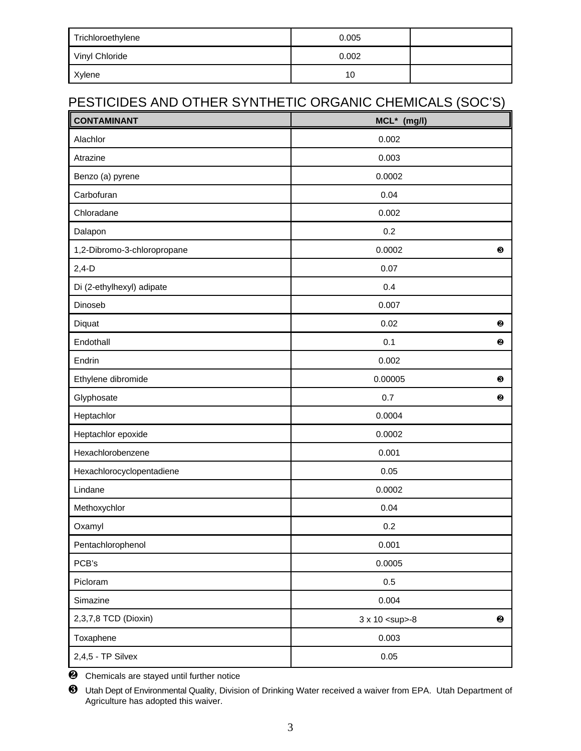| Trichloroethylene | 0.005 | |
|---|---|---|
| Vinyl Chloride | 0.002 | |
| Xylene | 10 | |

## PESTICIDES AND OTHER SYNTHETIC ORGANIC CHEMICALS (SOC'S)

| CONTAMINANT | MCL* (mg/l) | |
|---|---|---|
| Alachlor | 0.002 | |
| Atrazine | 0.003 | |
| Benzo (a) pyrene | 0.0002 | |
| Carbofuran | 0.04 | |
| Chloradane | 0.002 | |
| Dalapon | 0.2 | |
| 1,2-Dibromo-3-chloropropane | 0.0002 | ❸ |
| 2,4-D | 0.07 | |
| Di (2-ethylhexyl) adipate | 0.4 | |
| Dinoseb | 0.007 | |
| Diquat | 0.02 | ❷ |
| Endothall | 0.1 | ❷ |
| Endrin | 0.002 | |
| Ethylene dibromide | 0.00005 | ❸ |
| Glyphosate | 0.7 | ❷ |
| Heptachlor | 0.0004 | |
| Heptachlor epoxide | 0.0002 | |
| Hexachlorobenzene | 0.001 | |
| Hexachlorocyclopentadiene | 0.05 | |
| Lindane | 0.0002 | |
| Methoxychlor | 0.04 | |
| Oxamyl | 0.2 | |
| Pentachlorophenol | 0.001 | |
| PCB's | 0.0005 | |
| Picloram | 0.5 | |
| Simazine | 0.004 | |
| 2,3,7,8 TCD (Dioxin) | $3 \times 10^{-8}$ | ❷ |
| Toxaphene | 0.003 | |
| 2,4,5 - TP Silvex | 0.05 | |

❷ Chemicals are stayed until further notice

❸ Utah Dept of Environmental Quality, Division of Drinking Water received a waiver from EPA. Utah Department of Agriculture has adopted this waiver.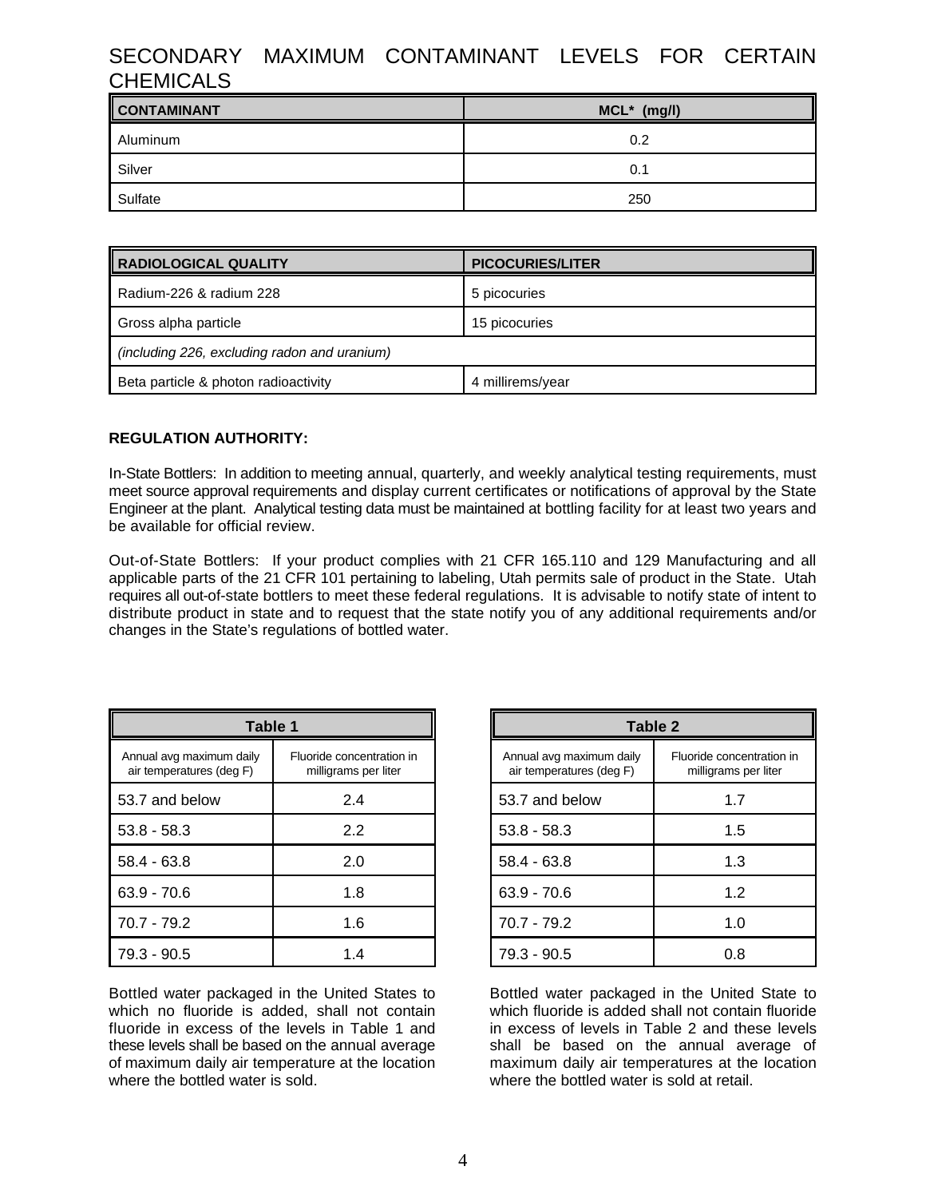## SECONDARY MAXIMUM CONTAMINANT LEVELS FOR CERTAIN CHEMICALS

| CONTAMINANT | MCL* (mg/l) |
|---|---|
| Aluminum | 0.2 |
| Silver | 0.1 |
| Sulfate | 250 |

| RADIOLOGICAL QUALITY | PICOCURIES/LITER |
|---|---|
| Radium-226 & radium 228 | 5 picocuries |
| Gross alpha particle | 15 picocuries |
| *(including 226, excluding radon and uranium)* | |
| Beta particle & photon radioactivity | 4 millirems/year |

**REGULATION AUTHORITY:**

In-State Bottlers: In addition to meeting annual, quarterly, and weekly analytical testing requirements, must meet source approval requirements and display current certificates or notifications of approval by the State Engineer at the plant. Analytical testing data must be maintained at bottling facility for at least two years and be available for official review.

Out-of-State Bottlers: If your product complies with 21 CFR 165.110 and 129 Manufacturing and all applicable parts of the 21 CFR 101 pertaining to labeling, Utah permits sale of product in the State. Utah requires all out-of-state bottlers to meet these federal regulations. It is advisable to notify state of intent to distribute product in state and to request that the state notify you of any additional requirements and/or changes in the State's regulations of bottled water.

**Table 1**

| Annual avg maximum daily air temperatures (deg F) | Fluoride concentration in milligrams per liter |
|---|---|
| 53.7 and below | 2.4 |
| 53.8 - 58.3 | 2.2 |
| 58.4 - 63.8 | 2.0 |
| 63.9 - 70.6 | 1.8 |
| 70.7 - 79.2 | 1.6 |
| 79.3 - 90.5 | 1.4 |

Bottled water packaged in the United States to which no fluoride is added, shall not contain fluoride in excess of the levels in Table 1 and these levels shall be based on the annual average of maximum daily air temperature at the location where the bottled water is sold.

**Table 2**

| Annual avg maximum daily air temperatures (deg F) | Fluoride concentration in milligrams per liter |
|---|---|
| 53.7 and below | 1.7 |
| 53.8 - 58.3 | 1.5 |
| 58.4 - 63.8 | 1.3 |
| 63.9 - 70.6 | 1.2 |
| 70.7 - 79.2 | 1.0 |
| 79.3 - 90.5 | 0.8 |

Bottled water packaged in the United State to which fluoride is added shall not contain fluoride in excess of levels in Table 2 and these levels shall be based on the annual average of maximum daily air temperatures at the location where the bottled water is sold at retail.